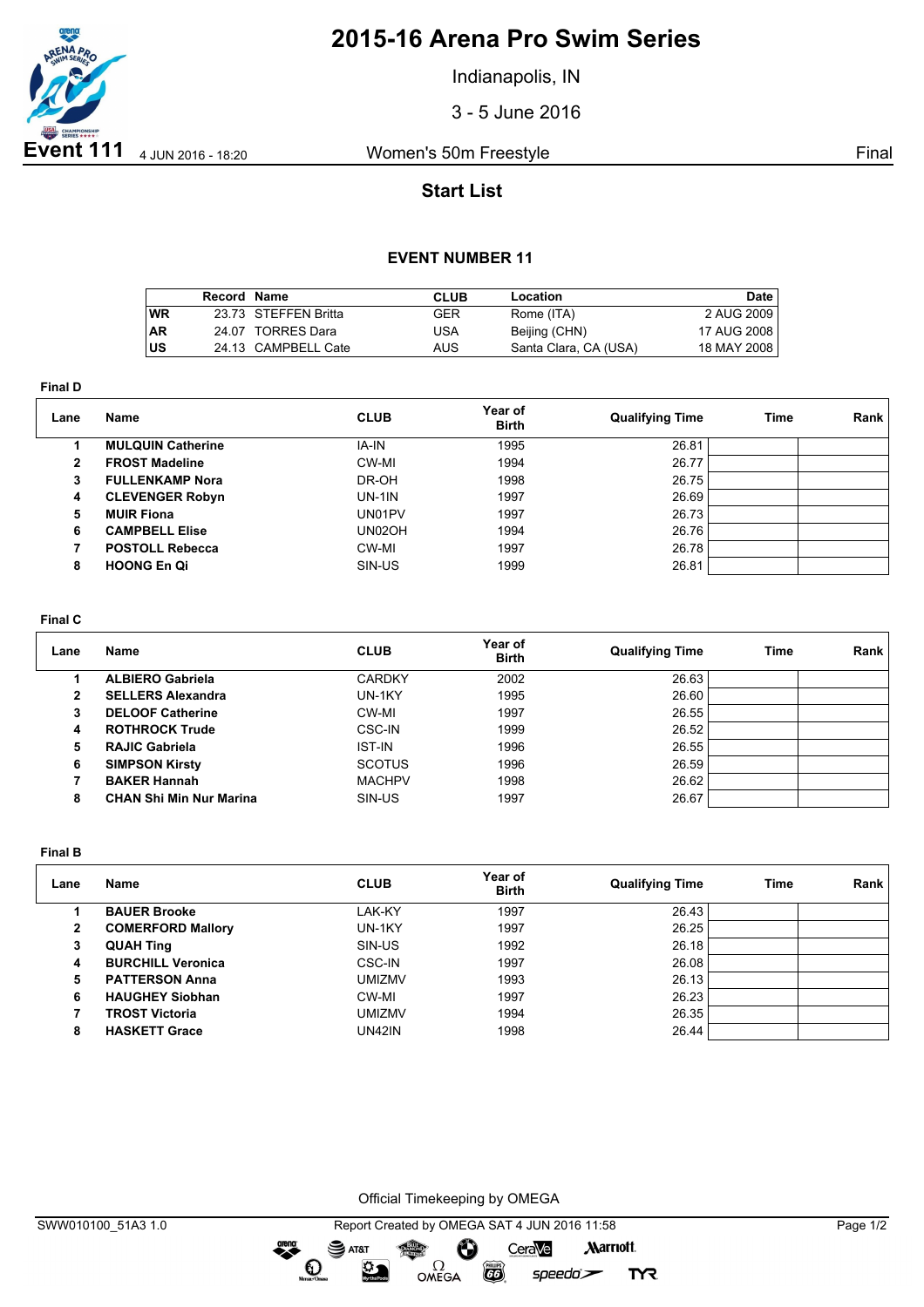# 2015-16 Arena Pro Swim Series

Indianapolis, IN

3 - 5 June 2016

**Event 111** 4 JUN 2016 - 18:20 Women's 50m Freestyle Final

## Start List

### EVENT NUMBER 11

| | Record | Name | CLUB | Location | Date |
|---|---|---|---|---|---|
| WR | 23.73 | STEFFEN Britta | GER | Rome (ITA) | 2 AUG 2009 |
| AR | 24.07 | TORRES Dara | USA | Beijing (CHN) | 17 AUG 2008 |
| US | 24.13 | CAMPBELL Cate | AUS | Santa Clara, CA (USA) | 18 MAY 2008 |

**Final D**

| Lane | Name | CLUB | Year of Birth | Qualifying Time | Time | Rank |
|---|---|---|---|---|---|---|
| 1 | **MULQUIN Catherine** | IA-IN | 1995 | 26.81 | | |
| 2 | **FROST Madeline** | CW-MI | 1994 | 26.77 | | |
| 3 | **FULLENKAMP Nora** | DR-OH | 1998 | 26.75 | | |
| 4 | **CLEVENGER Robyn** | UN-1IN | 1997 | 26.69 | | |
| 5 | **MUIR Fiona** | UN01PV | 1997 | 26.73 | | |
| 6 | **CAMPBELL Elise** | UN02OH | 1994 | 26.76 | | |
| 7 | **POSTOLL Rebecca** | CW-MI | 1997 | 26.78 | | |
| 8 | **HOONG En Qi** | SIN-US | 1999 | 26.81 | | |

**Final C**

| Lane | Name | CLUB | Year of Birth | Qualifying Time | Time | Rank |
|---|---|---|---|---|---|---|
| 1 | **ALBIERO Gabriela** | CARDKY | 2002 | 26.63 | | |
| 2 | **SELLERS Alexandra** | UN-1KY | 1995 | 26.60 | | |
| 3 | **DELOOF Catherine** | CW-MI | 1997 | 26.55 | | |
| 4 | **ROTHROCK Trude** | CSC-IN | 1999 | 26.52 | | |
| 5 | **RAJIC Gabriela** | IST-IN | 1996 | 26.55 | | |
| 6 | **SIMPSON Kirsty** | SCOTUS | 1996 | 26.59 | | |
| 7 | **BAKER Hannah** | MACHPV | 1998 | 26.62 | | |
| 8 | **CHAN Shi Min Nur Marina** | SIN-US | 1997 | 26.67 | | |

**Final B**

| Lane | Name | CLUB | Year of Birth | Qualifying Time | Time | Rank |
|---|---|---|---|---|---|---|
| 1 | **BAUER Brooke** | LAK-KY | 1997 | 26.43 | | |
| 2 | **COMERFORD Mallory** | UN-1KY | 1997 | 26.25 | | |
| 3 | **QUAH Ting** | SIN-US | 1992 | 26.18 | | |
| 4 | **BURCHILL Veronica** | CSC-IN | 1997 | 26.08 | | |
| 5 | **PATTERSON Anna** | UMIZMV | 1993 | 26.13 | | |
| 6 | **HAUGHEY Siobhan** | CW-MI | 1997 | 26.23 | | |
| 7 | **TROST Victoria** | UMIZMV | 1994 | 26.35 | | |
| 8 | **HASKETT Grace** | UN42IN | 1998 | 26.44 | | |

Official Timekeeping by OMEGA

SWW010100_51A3 1.0 Report Created by OMEGA SAT 4 JUN 2016 11:58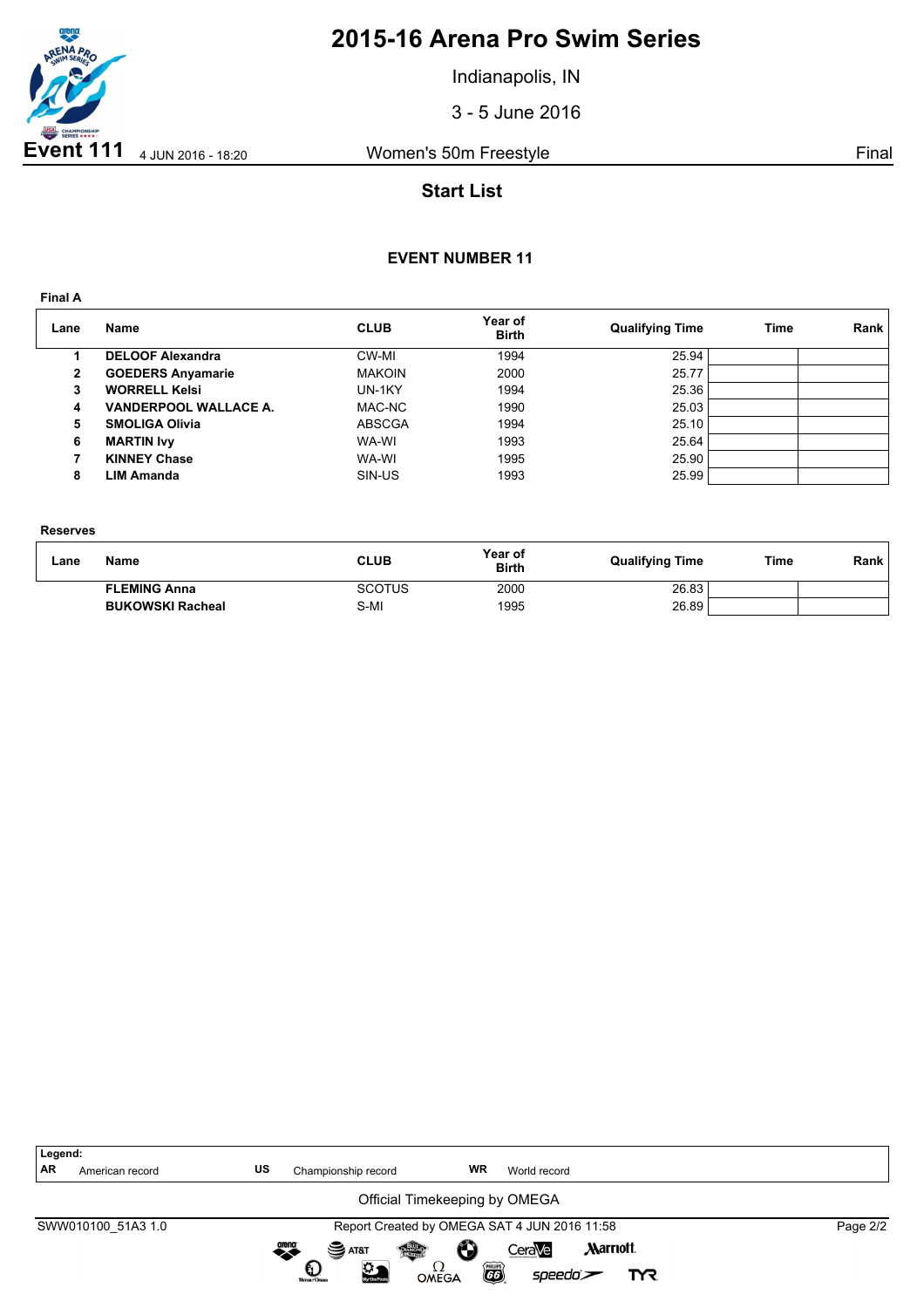# 2015-16 Arena Pro Swim Series

Indianapolis, IN

3 - 5 June 2016

**Event 111** 4 JUN 2016 - 18:20 Women's 50m Freestyle Final

## Start List

### EVENT NUMBER 11

**Final A**

| Lane | Name | CLUB | Year of Birth | Qualifying Time | Time | Rank |
|---|---|---|---|---|---|---|
| 1 | DELOOF Alexandra | CW-MI | 1994 | 25.94 | | |
| 2 | GOEDERS Anyamarie | MAKOIN | 2000 | 25.77 | | |
| 3 | WORRELL Kelsi | UN-1KY | 1994 | 25.36 | | |
| 4 | VANDERPOOL WALLACE A. | MAC-NC | 1990 | 25.03 | | |
| 5 | SMOLIGA Olivia | ABSCGA | 1994 | 25.10 | | |
| 6 | MARTIN Ivy | WA-WI | 1993 | 25.64 | | |
| 7 | KINNEY Chase | WA-WI | 1995 | 25.90 | | |
| 8 | LIM Amanda | SIN-US | 1993 | 25.99 | | |

**Reserves**

| Lane | Name | CLUB | Year of Birth | Qualifying Time | Time | Rank |
|---|---|---|---|---|---|---|
| | FLEMING Anna | SCOTUS | 2000 | 26.83 | | |
| | BUKOWSKI Racheal | S-MI | 1995 | 26.89 | | |

**Legend:**
**AR** American record **US** Championship record **WR** World record

Official Timekeeping by OMEGA

SWW010100_51A3 1.0 Report Created by OMEGA SAT 4 JUN 2016 11:58